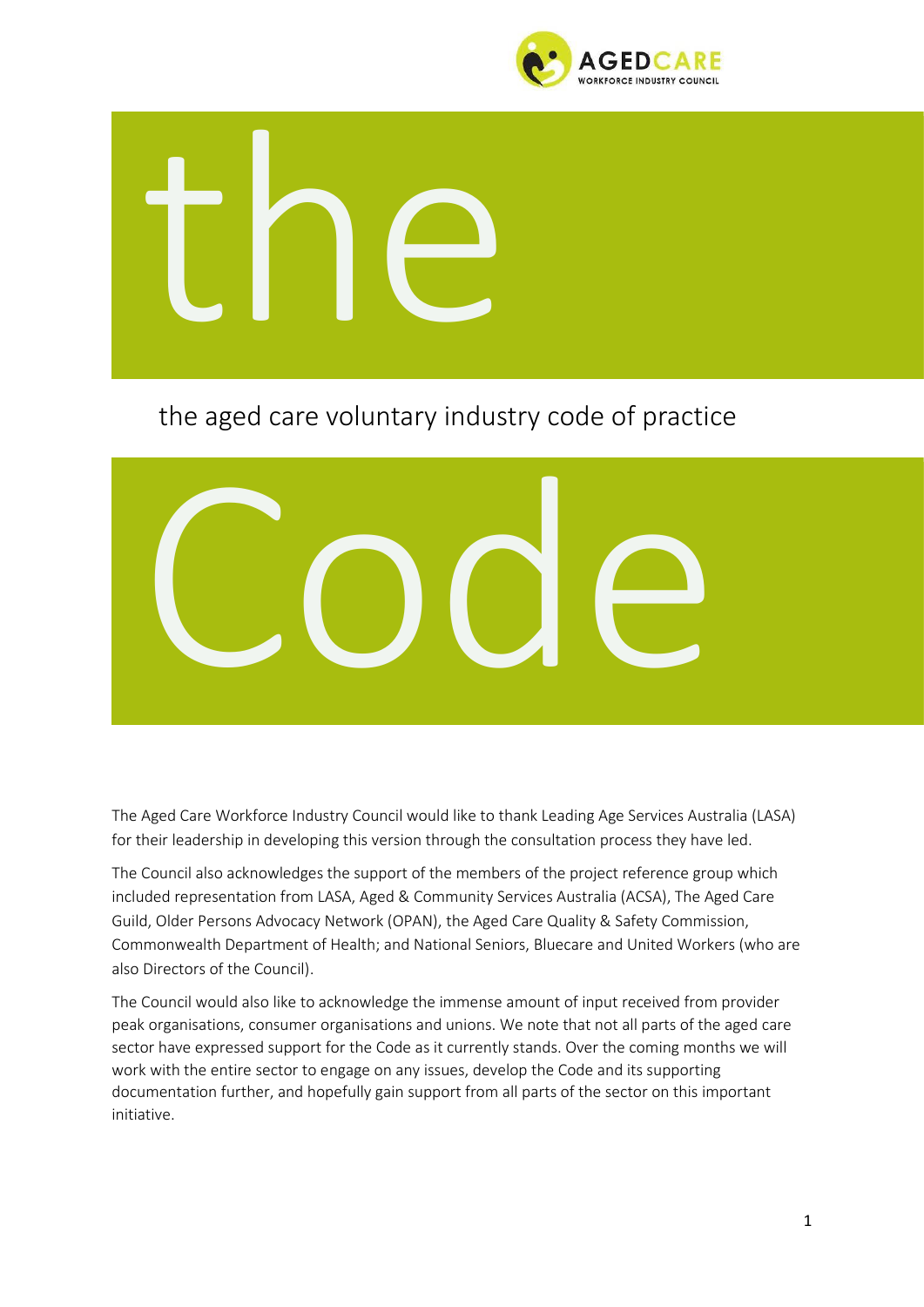AGED CARE WORKFORCE INDUSTRY COUNCIL

# the

the aged care voluntary industry code of practice

# Code

The Aged Care Workforce Industry Council would like to thank Leading Age Services Australia (LASA) for their leadership in developing this version through the consultation process they have led.

The Council also acknowledges the support of the members of the project reference group which included representation from LASA, Aged & Community Services Australia (ACSA), The Aged Care Guild, Older Persons Advocacy Network (OPAN), the Aged Care Quality & Safety Commission, Commonwealth Department of Health; and National Seniors, Bluecare and United Workers (who are also Directors of the Council).

The Council would also like to acknowledge the immense amount of input received from provider peak organisations, consumer organisations and unions. We note that not all parts of the aged care sector have expressed support for the Code as it currently stands. Over the coming months we will work with the entire sector to engage on any issues, develop the Code and its supporting documentation further, and hopefully gain support from all parts of the sector on this important initiative.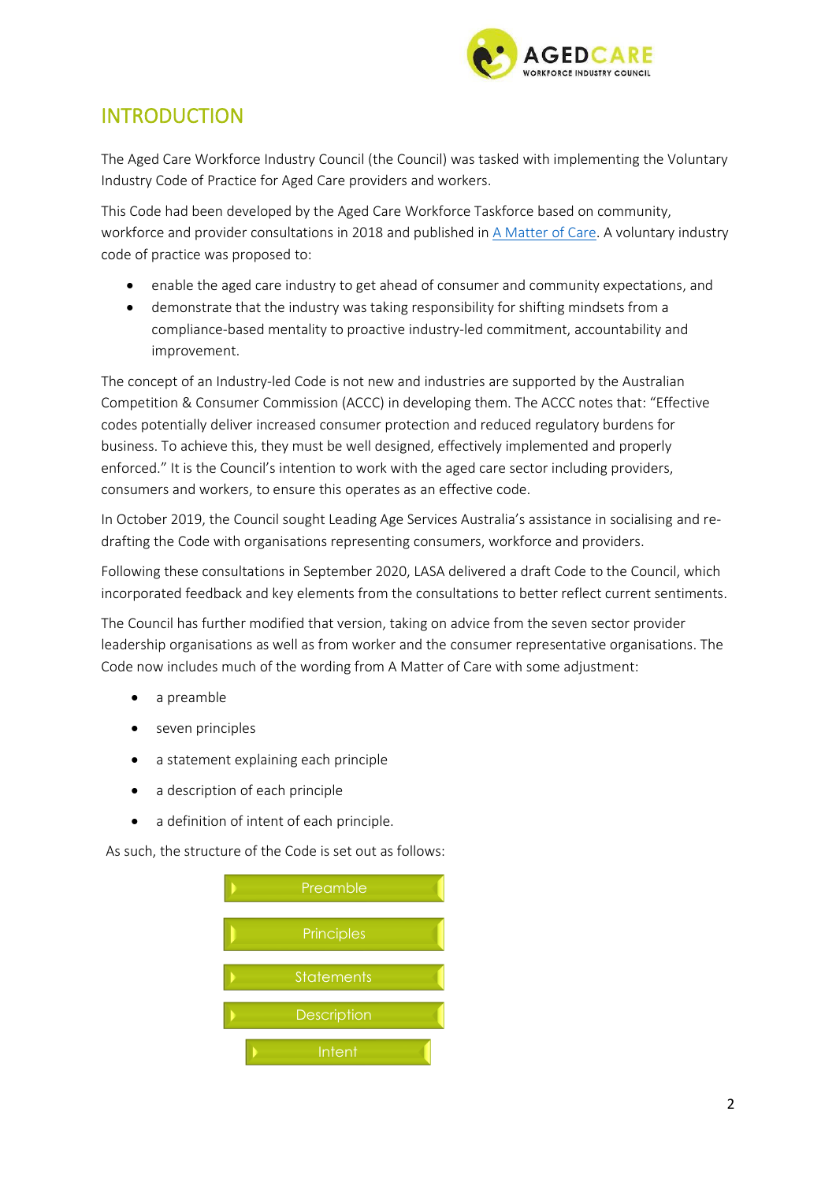# INTRODUCTION

The Aged Care Workforce Industry Council (the Council) was tasked with implementing the Voluntary Industry Code of Practice for Aged Care providers and workers.

This Code had been developed by the Aged Care Workforce Taskforce based on community, workforce and provider consultations in 2018 and published in A Matter of Care. A voluntary industry code of practice was proposed to:

- enable the aged care industry to get ahead of consumer and community expectations, and
- demonstrate that the industry was taking responsibility for shifting mindsets from a compliance-based mentality to proactive industry-led commitment, accountability and improvement.

The concept of an Industry-led Code is not new and industries are supported by the Australian Competition & Consumer Commission (ACCC) in developing them. The ACCC notes that: "Effective codes potentially deliver increased consumer protection and reduced regulatory burdens for business. To achieve this, they must be well designed, effectively implemented and properly enforced." It is the Council's intention to work with the aged care sector including providers, consumers and workers, to ensure this operates as an effective code.

In October 2019, the Council sought Leading Age Services Australia's assistance in socialising and re-drafting the Code with organisations representing consumers, workforce and providers.

Following these consultations in September 2020, LASA delivered a draft Code to the Council, which incorporated feedback and key elements from the consultations to better reflect current sentiments.

The Council has further modified that version, taking on advice from the seven sector provider leadership organisations as well as from worker and the consumer representative organisations. The Code now includes much of the wording from A Matter of Care with some adjustment:

- a preamble
- seven principles
- a statement explaining each principle
- a description of each principle
- a definition of intent of each principle.

As such, the structure of the Code is set out as follows:

- Preamble
- Principles
- Statements
- Description
- Intent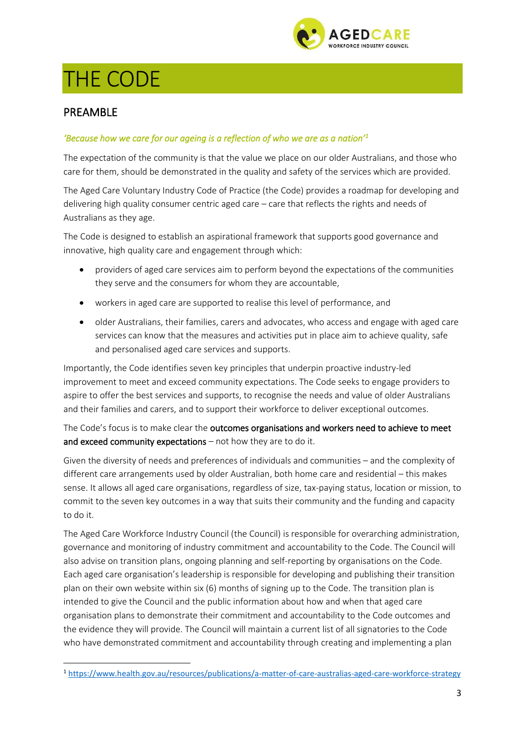# THE CODE

## PREAMBLE

*'Because how we care for our ageing is a reflection of who we are as a nation'*[1]

The expectation of the community is that the value we place on our older Australians, and those who care for them, should be demonstrated in the quality and safety of the services which are provided.

The Aged Care Voluntary Industry Code of Practice (the Code) provides a roadmap for developing and delivering high quality consumer centric aged care – care that reflects the rights and needs of Australians as they age.

The Code is designed to establish an aspirational framework that supports good governance and innovative, high quality care and engagement through which:

- providers of aged care services aim to perform beyond the expectations of the communities they serve and the consumers for whom they are accountable,
- workers in aged care are supported to realise this level of performance, and
- older Australians, their families, carers and advocates, who access and engage with aged care services can know that the measures and activities put in place aim to achieve quality, safe and personalised aged care services and supports.

Importantly, the Code identifies seven key principles that underpin proactive industry-led improvement to meet and exceed community expectations. The Code seeks to engage providers to aspire to offer the best services and supports, to recognise the needs and value of older Australians and their families and carers, and to support their workforce to deliver exceptional outcomes.

The Code's focus is to make clear the **outcomes organisations and workers need to achieve to meet and exceed community expectations** – not how they are to do it.

Given the diversity of needs and preferences of individuals and communities – and the complexity of different care arrangements used by older Australian, both home care and residential – this makes sense. It allows all aged care organisations, regardless of size, tax-paying status, location or mission, to commit to the seven key outcomes in a way that suits their community and the funding and capacity to do it.

The Aged Care Workforce Industry Council (the Council) is responsible for overarching administration, governance and monitoring of industry commitment and accountability to the Code. The Council will also advise on transition plans, ongoing planning and self-reporting by organisations on the Code. Each aged care organisation's leadership is responsible for developing and publishing their transition plan on their own website within six (6) months of signing up to the Code. The transition plan is intended to give the Council and the public information about how and when that aged care organisation plans to demonstrate their commitment and accountability to the Code outcomes and the evidence they will provide. The Council will maintain a current list of all signatories to the Code who have demonstrated commitment and accountability through creating and implementing a plan

---

[1] https://www.health.gov.au/resources/publications/a-matter-of-care-australias-aged-care-workforce-strategy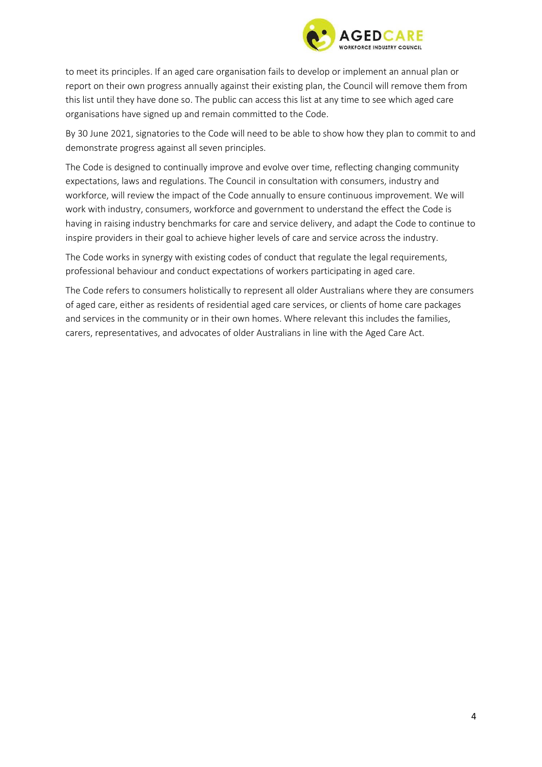to meet its principles. If an aged care organisation fails to develop or implement an annual plan or report on their own progress annually against their existing plan, the Council will remove them from this list until they have done so. The public can access this list at any time to see which aged care organisations have signed up and remain committed to the Code.

By 30 June 2021, signatories to the Code will need to be able to show how they plan to commit to and demonstrate progress against all seven principles.

The Code is designed to continually improve and evolve over time, reflecting changing community expectations, laws and regulations. The Council in consultation with consumers, industry and workforce, will review the impact of the Code annually to ensure continuous improvement. We will work with industry, consumers, workforce and government to understand the effect the Code is having in raising industry benchmarks for care and service delivery, and adapt the Code to continue to inspire providers in their goal to achieve higher levels of care and service across the industry.

The Code works in synergy with existing codes of conduct that regulate the legal requirements, professional behaviour and conduct expectations of workers participating in aged care.

The Code refers to consumers holistically to represent all older Australians where they are consumers of aged care, either as residents of residential aged care services, or clients of home care packages and services in the community or in their own homes. Where relevant this includes the families, carers, representatives, and advocates of older Australians in line with the Aged Care Act.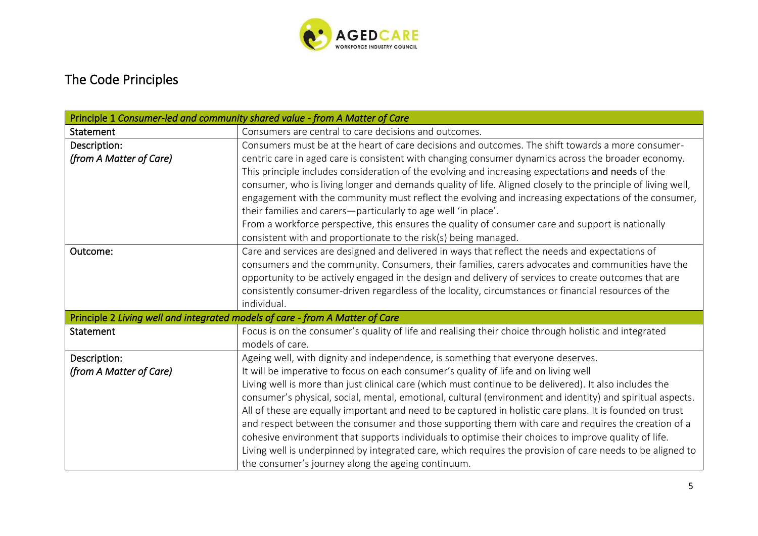## The Code Principles

| Principle 1 *Consumer-led and community shared value - from A Matter of Care* | |
|---|---|
| Statement | Consumers are central to care decisions and outcomes. |
| Description:<br>*(from A Matter of Care)* | Consumers must be at the heart of care decisions and outcomes. The shift towards a more consumer-centric care in aged care is consistent with changing consumer dynamics across the broader economy. This principle includes consideration of the evolving and increasing expectations **and needs** of the consumer, who is living longer and demands quality of life. Aligned closely to the principle of living well, engagement with the community must reflect the evolving and increasing expectations of the consumer, their families and carers—particularly to age well 'in place'.<br>From a workforce perspective, this ensures the quality of consumer care and support is nationally consistent with and proportionate to the risk(s) being managed. |
| Outcome: | Care and services are designed and delivered in ways that reflect the needs and expectations of consumers and the community. Consumers, their families, carers advocates and communities have the opportunity to be actively engaged in the design and delivery of services to create outcomes that are consistently consumer-driven regardless of the locality, circumstances or financial resources of the individual. |
| **Principle 2** *Living well and integrated models of care - from A Matter of Care* | |
| Statement | Focus is on the consumer's quality of life and realising their choice through holistic and integrated models of care. |
| Description:<br>*(from A Matter of Care)* | Ageing well, with dignity and independence, is something that everyone deserves.<br>It will be imperative to focus on each consumer's quality of life and on living well<br>Living well is more than just clinical care (which must continue to be delivered). It also includes the consumer's physical, social, mental, emotional, cultural (environment and identity) and spiritual aspects. All of these are equally important and need to be captured in holistic care plans. It is founded on trust and respect between the consumer and those supporting them with care and requires the creation of a cohesive environment that supports individuals to optimise their choices to improve quality of life.<br>Living well is underpinned by integrated care, which requires the provision of care needs to be aligned to the consumer's journey along the ageing continuum. |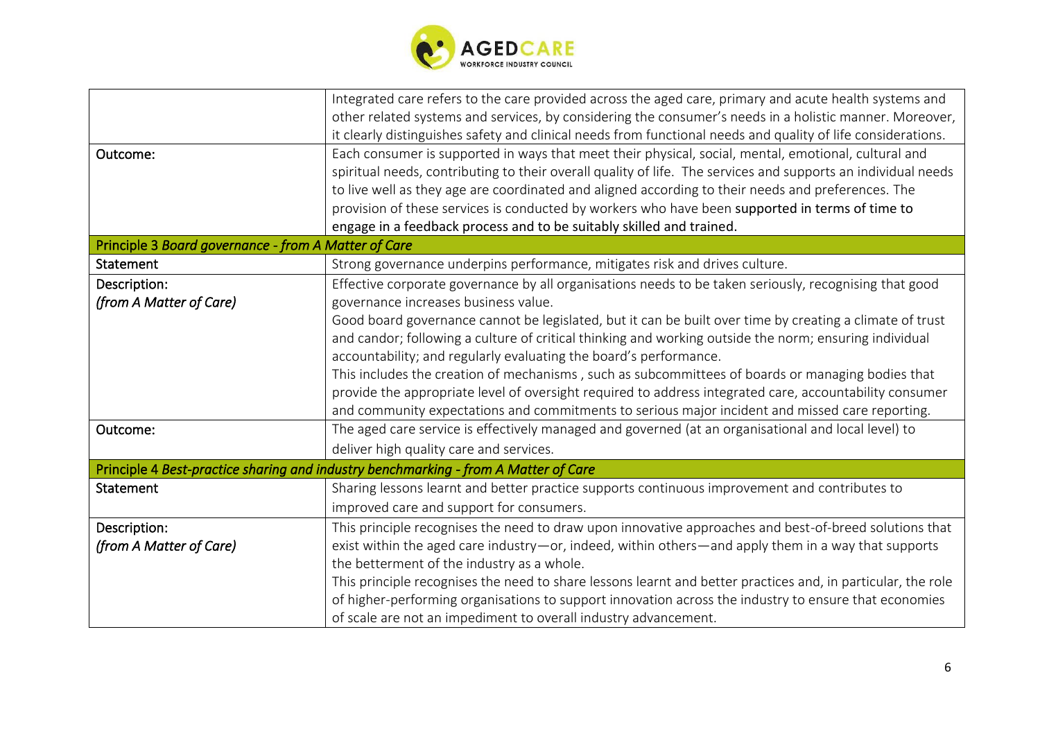| | |
|---|---|
| | Integrated care refers to the care provided across the aged care, primary and acute health systems and other related systems and services, by considering the consumer's needs in a holistic manner. Moreover, it clearly distinguishes safety and clinical needs from functional needs and quality of life considerations. |
| Outcome: | Each consumer is supported in ways that meet their physical, social, mental, emotional, cultural and spiritual needs, contributing to their overall quality of life. The services and supports an individual needs to live well as they age are coordinated and aligned according to their needs and preferences. The provision of these services is conducted by workers who have been supported in terms of time to engage in a feedback process and to be suitably skilled and trained. |
| **Principle 3** ***Board governance - from A Matter of Care*** | |
| Statement | Strong governance underpins performance, mitigates risk and drives culture. |
| Description: *(from A Matter of Care)* | Effective corporate governance by all organisations needs to be taken seriously, recognising that good governance increases business value. Good board governance cannot be legislated, but it can be built over time by creating a climate of trust and candor; following a culture of critical thinking and working outside the norm; ensuring individual accountability; and regularly evaluating the board's performance. This includes the creation of mechanisms , such as subcommittees of boards or managing bodies that provide the appropriate level of oversight required to address integrated care, accountability consumer and community expectations and commitments to serious major incident and missed care reporting. |
| Outcome: | The aged care service is effectively managed and governed (at an organisational and local level) to deliver high quality care and services. |
| **Principle 4** ***Best-practice sharing and industry benchmarking - from A Matter of Care*** | |
| Statement | Sharing lessons learnt and better practice supports continuous improvement and contributes to improved care and support for consumers. |
| Description: *(from A Matter of Care)* | This principle recognises the need to draw upon innovative approaches and best-of-breed solutions that exist within the aged care industry—or, indeed, within others—and apply them in a way that supports the betterment of the industry as a whole. This principle recognises the need to share lessons learnt and better practices and, in particular, the role of higher-performing organisations to support innovation across the industry to ensure that economies of scale are not an impediment to overall industry advancement. |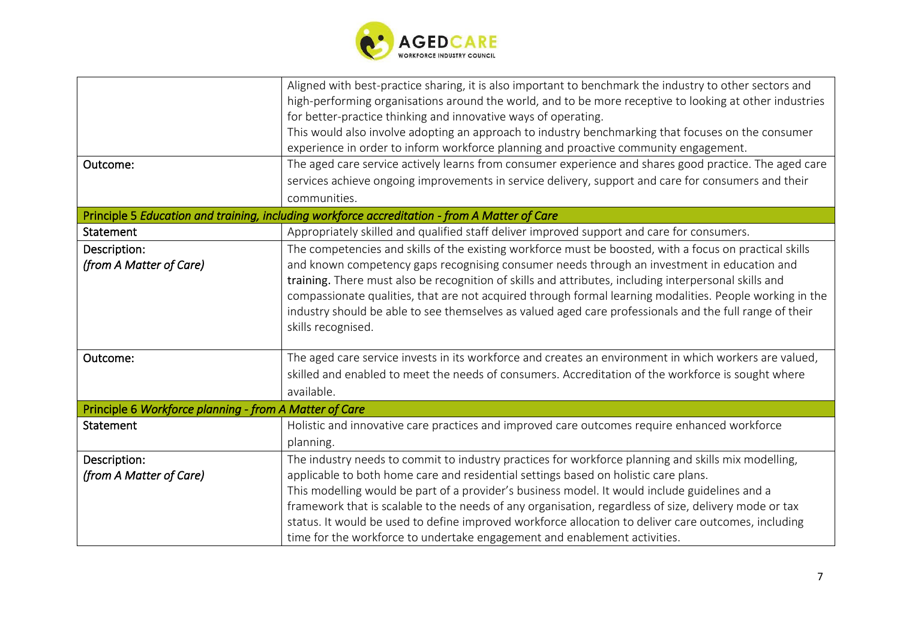| | |
|---|---|
| | Aligned with best-practice sharing, it is also important to benchmark the industry to other sectors and high-performing organisations around the world, and to be more receptive to looking at other industries for better-practice thinking and innovative ways of operating.<br>This would also involve adopting an approach to industry benchmarking that focuses on the consumer experience in order to inform workforce planning and proactive community engagement. |
| Outcome: | The aged care service actively learns from consumer experience and shares good practice. The aged care services achieve ongoing improvements in service delivery, support and care for consumers and their communities. |
| **Principle 5** ***Education and training, including workforce accreditation - from A Matter of Care*** | |
| Statement | Appropriately skilled and qualified staff deliver improved support and care for consumers. |
| Description:<br>*(from A Matter of Care)* | The competencies and skills of the existing workforce must be boosted, with a focus on practical skills and known competency gaps recognising consumer needs through an investment in education and **training.** There must also be recognition of skills and attributes, including interpersonal skills and compassionate qualities, that are not acquired through formal learning modalities. People working in the industry should be able to see themselves as valued aged care professionals and the full range of their skills recognised. |
| Outcome: | The aged care service invests in its workforce and creates an environment in which workers are valued, skilled and enabled to meet the needs of consumers. Accreditation of the workforce is sought where available. |
| **Principle 6** ***Workforce planning - from A Matter of Care*** | |
| Statement | Holistic and innovative care practices and improved care outcomes require enhanced workforce planning. |
| Description:<br>*(from A Matter of Care)* | The industry needs to commit to industry practices for workforce planning and skills mix modelling, applicable to both home care and residential settings based on holistic care plans.<br>This modelling would be part of a provider's business model. It would include guidelines and a framework that is scalable to the needs of any organisation, regardless of size, delivery mode or tax status. It would be used to define improved workforce allocation to deliver care outcomes, including time for the workforce to undertake engagement and enablement activities. |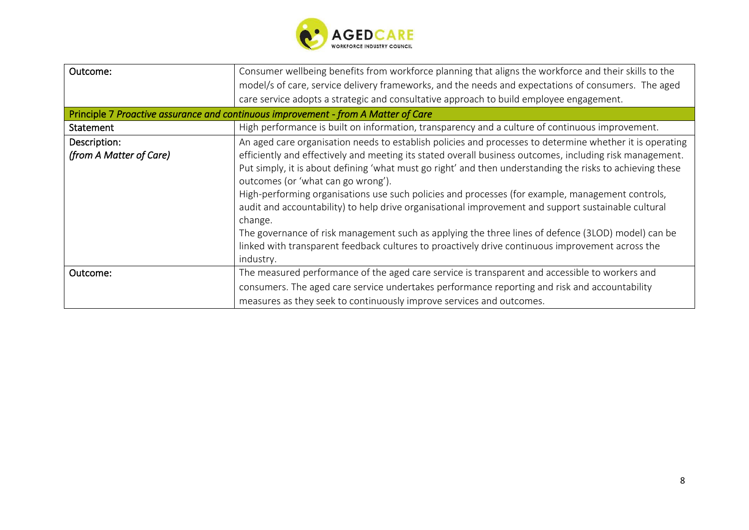| | |
|---|---|
| Outcome: | Consumer wellbeing benefits from workforce planning that aligns the workforce and their skills to the model/s of care, service delivery frameworks, and the needs and expectations of consumers. The aged care service adopts a strategic and consultative approach to build employee engagement. |
| Principle 7 *Proactive assurance and continuous improvement - from A Matter of Care* | |
| Statement | High performance is built on information, transparency and a culture of continuous improvement. |
| Description:<br>*(from A Matter of Care)* | An aged care organisation needs to establish policies and processes to determine whether it is operating efficiently and effectively and meeting its stated overall business outcomes, including risk management. Put simply, it is about defining 'what must go right' and then understanding the risks to achieving these outcomes (or 'what can go wrong').<br>High-performing organisations use such policies and processes (for example, management controls, audit and accountability) to help drive organisational improvement and support sustainable cultural change.<br>The governance of risk management such as applying the three lines of defence (3LOD) model) can be linked with transparent feedback cultures to proactively drive continuous improvement across the industry. |
| Outcome: | The measured performance of the aged care service is transparent and accessible to workers and consumers. The aged care service undertakes performance reporting and risk and accountability measures as they seek to continuously improve services and outcomes. |